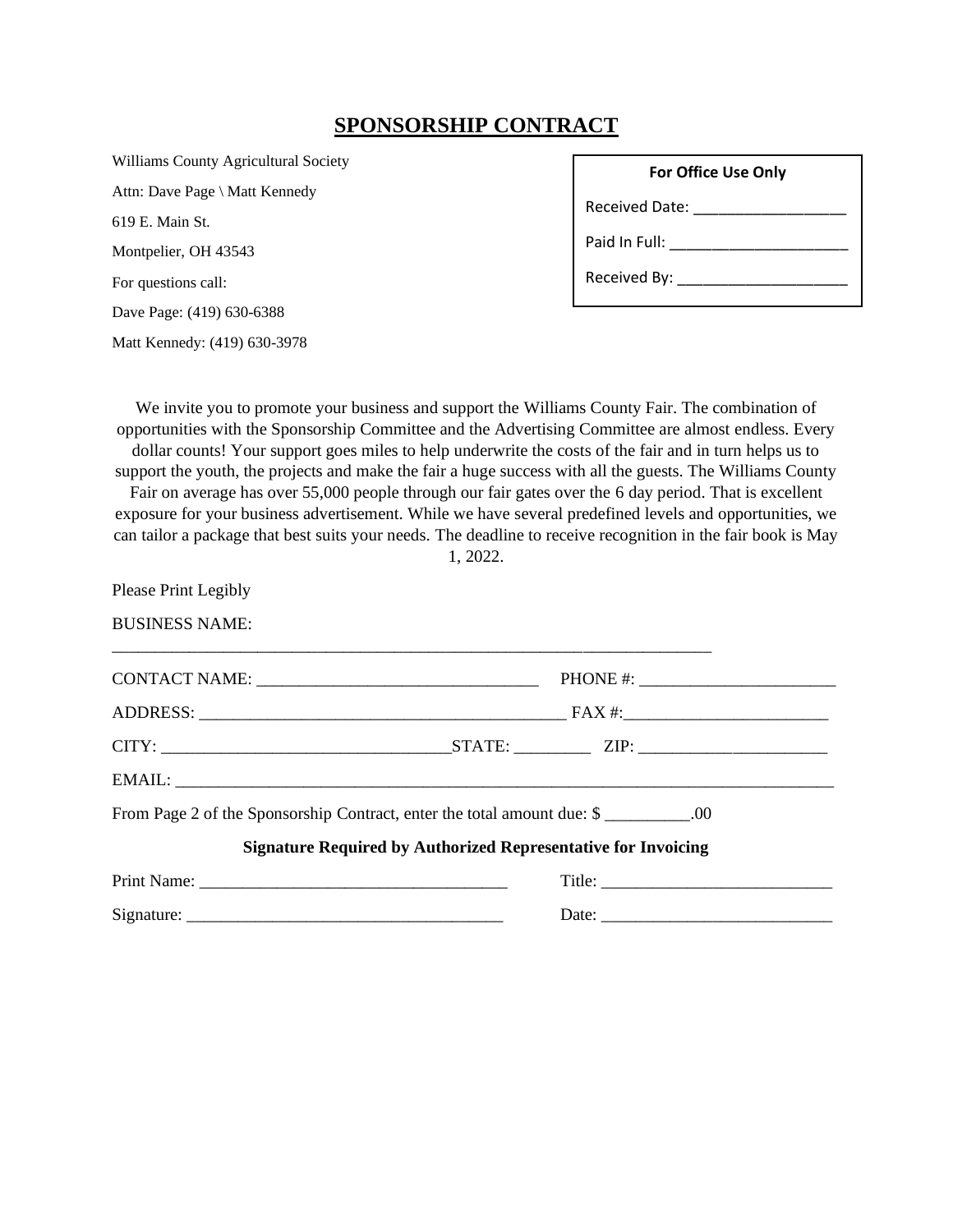# SPONSORSHIP CONTRACT

Williams County Agricultural Society

Attn: Dave Page \ Matt Kennedy

619 E. Main St.

Montpelier, OH 43543

For questions call:

Dave Page: (419) 630-6388

Matt Kennedy: (419) 630-3978

**For Office Use Only**

Received Date: ___________________

Paid In Full: ______________________

Received By: _____________________

We invite you to promote your business and support the Williams County Fair. The combination of opportunities with the Sponsorship Committee and the Advertising Committee are almost endless. Every dollar counts! Your support goes miles to help underwrite the costs of the fair and in turn helps us to support the youth, the projects and make the fair a huge success with all the guests. The Williams County Fair on average has over 55,000 people through our fair gates over the 6 day period. That is excellent exposure for your business advertisement. While we have several predefined levels and opportunities, we can tailor a package that best suits your needs. The deadline to receive recognition in the fair book is May 1, 2022.

Please Print Legibly

BUSINESS NAME: ___________________________________________________________________

CONTACT NAME: _________________________________ PHONE #: _______________________

ADDRESS: ___________________________________________ FAX #:________________________

CITY: __________________________________STATE: _________ ZIP: ______________________

EMAIL: ______________________________________________________________________________

From Page 2 of the Sponsorship Contract, enter the total amount due: $ __________.00

**Signature Required by Authorized Representative for Invoicing**

Print Name: ____________________________________ Title: ___________________________

Signature: _____________________________________ Date: ___________________________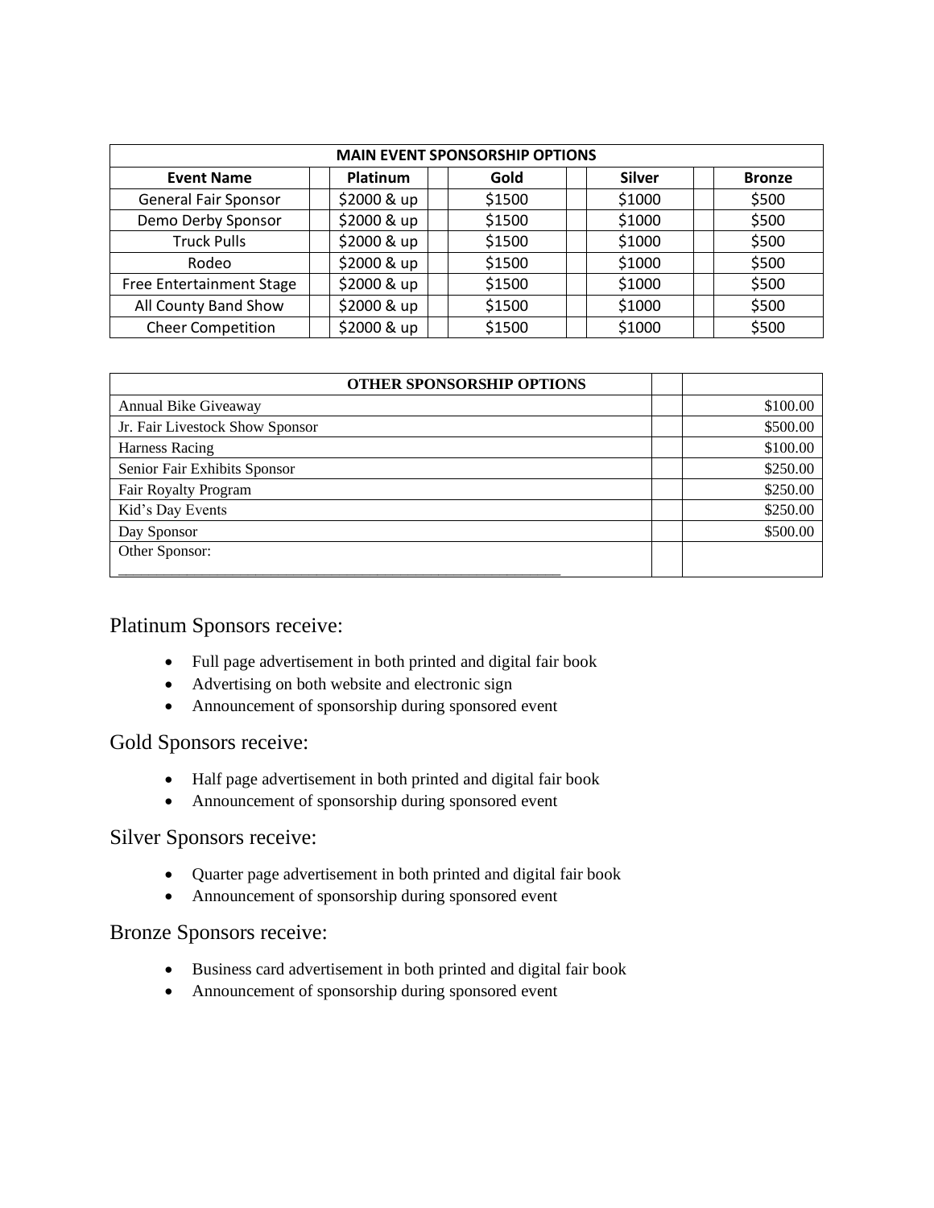| MAIN EVENT SPONSORSHIP OPTIONS | | | | | | | | |
|---|---|---|---|---|---|---|---|---|
| **Event Name** | | **Platinum** | | **Gold** | | **Silver** | | **Bronze** |
| General Fair Sponsor | | $2000 & up | | $1500 | | $1000 | | $500 |
| Demo Derby Sponsor | | $2000 & up | | $1500 | | $1000 | | $500 |
| Truck Pulls | | $2000 & up | | $1500 | | $1000 | | $500 |
| Rodeo | | $2000 & up | | $1500 | | $1000 | | $500 |
| Free Entertainment Stage | | $2000 & up | | $1500 | | $1000 | | $500 |
| All County Band Show | | $2000 & up | | $1500 | | $1000 | | $500 |
| Cheer Competition | | $2000 & up | | $1500 | | $1000 | | $500 |

| OTHER SPONSORSHIP OPTIONS | | |
|---|---|---|
| Annual Bike Giveaway | | $100.00 |
| Jr. Fair Livestock Show Sponsor | | $500.00 |
| Harness Racing | | $100.00 |
| Senior Fair Exhibits Sponsor | | $250.00 |
| Fair Royalty Program | | $250.00 |
| Kid's Day Events | | $250.00 |
| Day Sponsor | | $500.00 |
| Other Sponsor: ____________________________________________ | | |

## Platinum Sponsors receive:

- Full page advertisement in both printed and digital fair book
- Advertising on both website and electronic sign
- Announcement of sponsorship during sponsored event

## Gold Sponsors receive:

- Half page advertisement in both printed and digital fair book
- Announcement of sponsorship during sponsored event

## Silver Sponsors receive:

- Quarter page advertisement in both printed and digital fair book
- Announcement of sponsorship during sponsored event

## Bronze Sponsors receive:

- Business card advertisement in both printed and digital fair book
- Announcement of sponsorship during sponsored event